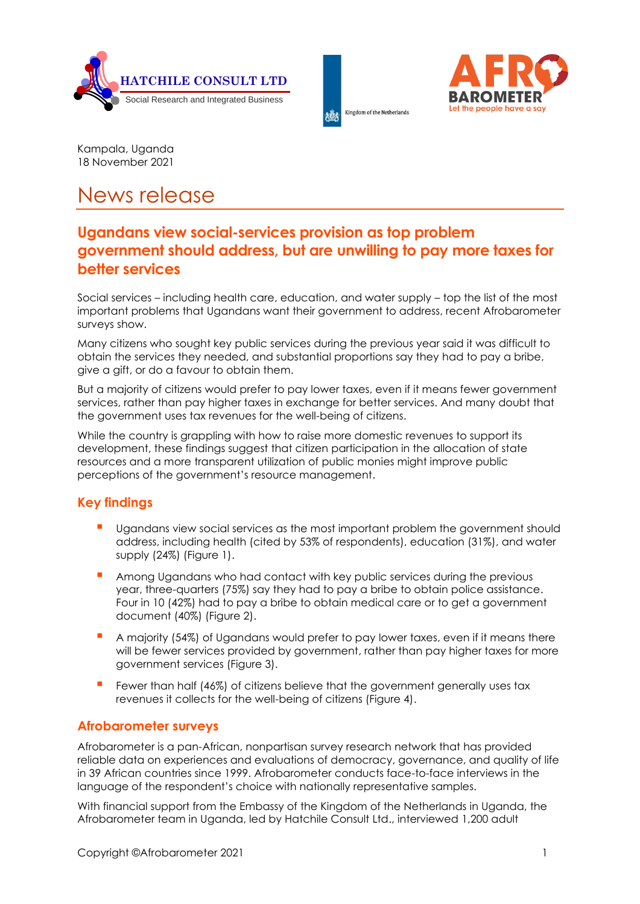Kampala, Uganda
18 November 2021

# News release

## Ugandans view social-services provision as top problem government should address, but are unwilling to pay more taxes for better services

Social services – including health care, education, and water supply – top the list of the most important problems that Ugandans want their government to address, recent Afrobarometer surveys show.

Many citizens who sought key public services during the previous year said it was difficult to obtain the services they needed, and substantial proportions say they had to pay a bribe, give a gift, or do a favour to obtain them.

But a majority of citizens would prefer to pay lower taxes, even if it means fewer government services, rather than pay higher taxes in exchange for better services. And many doubt that the government uses tax revenues for the well-being of citizens.

While the country is grappling with how to raise more domestic revenues to support its development, these findings suggest that citizen participation in the allocation of state resources and a more transparent utilization of public monies might improve public perceptions of the government's resource management.

### Key findings

- Ugandans view social services as the most important problem the government should address, including health (cited by 53% of respondents), education (31%), and water supply (24%) (Figure 1).
- Among Ugandans who had contact with key public services during the previous year, three-quarters (75%) say they had to pay a bribe to obtain police assistance. Four in 10 (42%) had to pay a bribe to obtain medical care or to get a government document (40%) (Figure 2).
- A majority (54%) of Ugandans would prefer to pay lower taxes, even if it means there will be fewer services provided by government, rather than pay higher taxes for more government services (Figure 3).
- Fewer than half (46%) of citizens believe that the government generally uses tax revenues it collects for the well-being of citizens (Figure 4).

### Afrobarometer surveys

Afrobarometer is a pan-African, nonpartisan survey research network that has provided reliable data on experiences and evaluations of democracy, governance, and quality of life in 39 African countries since 1999. Afrobarometer conducts face-to-face interviews in the language of the respondent's choice with nationally representative samples.

With financial support from the Embassy of the Kingdom of the Netherlands in Uganda, the Afrobarometer team in Uganda, led by Hatchile Consult Ltd., interviewed 1,200 adult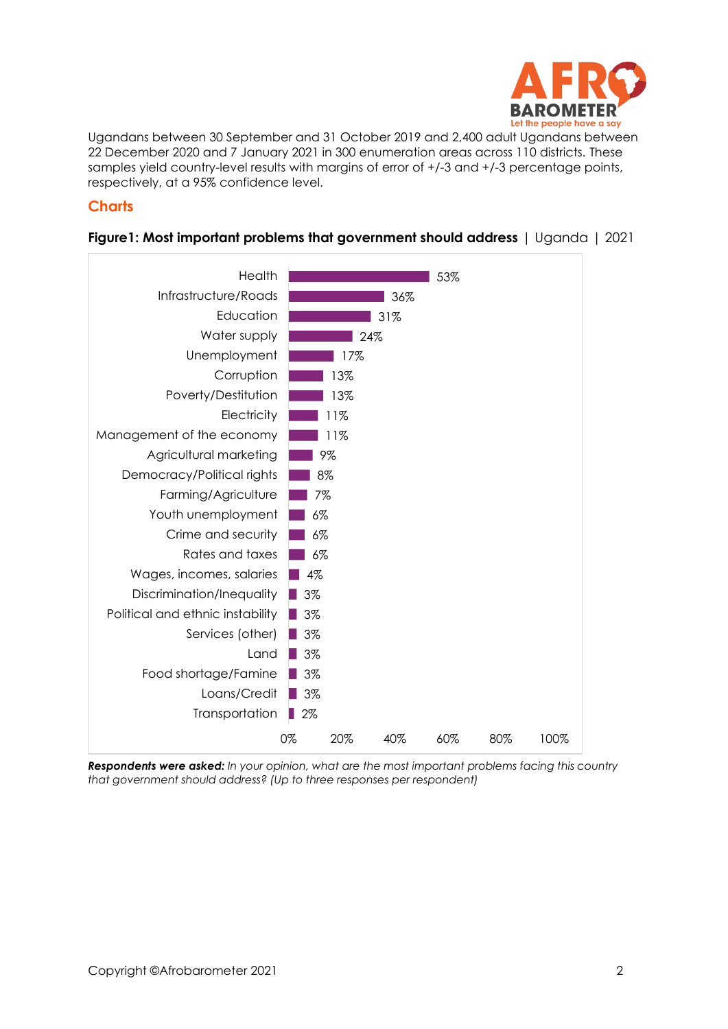Ugandans between 30 September and 31 October 2019 and 2,400 adult Ugandans between 22 December 2020 and 7 January 2021 in 300 enumeration areas across 110 districts. These samples yield country-level results with margins of error of +/-3 and +/-3 percentage points, respectively, at a 95% confidence level.

## Charts

**Figure1: Most important problems that government should address** | Uganda | 2021

| Problem | Percentage |
|---|---|
| Health | 53% |
| Infrastructure/Roads | 36% |
| Education | 31% |
| Water supply | 24% |
| Unemployment | 17% |
| Corruption | 13% |
| Poverty/Destitution | 13% |
| Electricity | 11% |
| Management of the economy | 11% |
| Agricultural marketing | 9% |
| Democracy/Political rights | 8% |
| Farming/Agriculture | 7% |
| Youth unemployment | 6% |
| Crime and security | 6% |
| Rates and taxes | 6% |
| Wages, incomes, salaries | 4% |
| Discrimination/Inequality | 3% |
| Political and ethnic instability | 3% |
| Services (other) | 3% |
| Land | 3% |
| Food shortage/Famine | 3% |
| Loans/Credit | 3% |
| Transportation | 2% |

***Respondents were asked:*** *In your opinion, what are the most important problems facing this country that government should address? (Up to three responses per respondent)*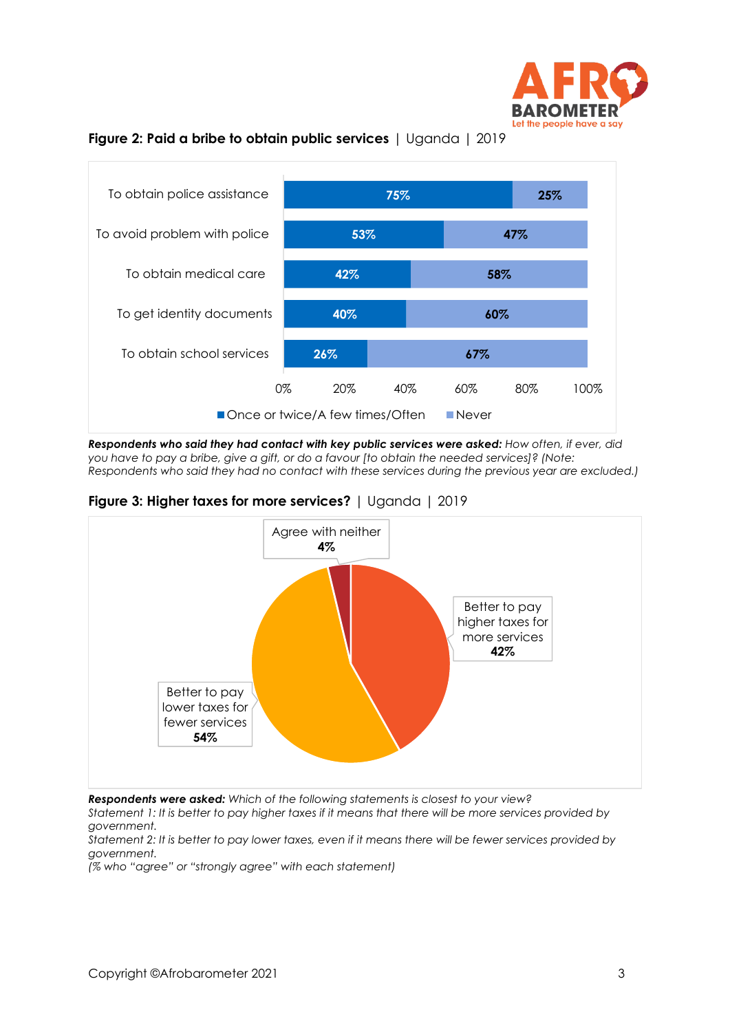**Figure 2: Paid a bribe to obtain public services** | Uganda | 2019

| | Once or twice/A few times/Often | Never |
|---|---|---|
| To obtain police assistance | 75% | 25% |
| To avoid problem with police | 53% | 47% |
| To obtain medical care | 42% | 58% |
| To get identity documents | 40% | 60% |
| To obtain school services | 26% | 67% |

***Respondents who said they had contact with key public services were asked:*** *How often, if ever, did you have to pay a bribe, give a gift, or do a favour [to obtain the needed services]? (Note: Respondents who said they had no contact with these services during the previous year are excluded.)*

**Figure 3: Higher taxes for more services?** | Uganda | 2019

| Response | % |
|---|---|
| Better to pay higher taxes for more services | 42% |
| Better to pay lower taxes for fewer services | 54% |
| Agree with neither | 4% |

***Respondents were asked:*** *Which of the following statements is closest to your view?*
*Statement 1: It is better to pay higher taxes if it means that there will be more services provided by government.*
*Statement 2: It is better to pay lower taxes, even if it means there will be fewer services provided by government.*
*(% who "agree" or "strongly agree" with each statement)*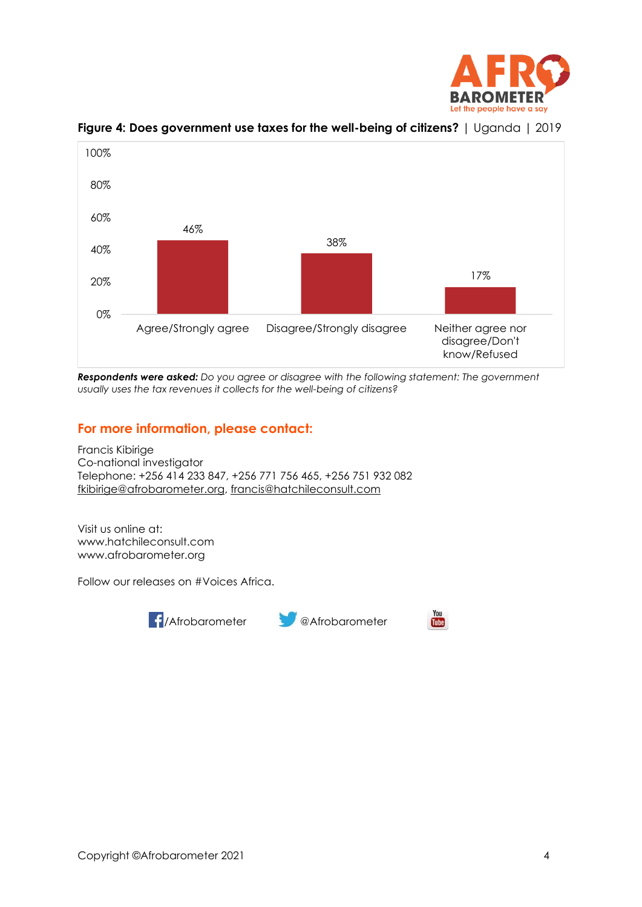**Figure 4: Does government use taxes for the well-being of citizens?** | Uganda | 2019

100%
80%
60%
40%
20%
0%

46%
38%
17%

Agree/Strongly agree
Disagree/Strongly disagree
Neither agree nor disagree/Don't know/Refused

***Respondents were asked:*** *Do you agree or disagree with the following statement: The government usually uses the tax revenues it collects for the well-being of citizens?*

## For more information, please contact:

Francis Kibirige
Co-national investigator
Telephone: +256 414 233 847, +256 771 756 465, +256 751 932 082
fkibirige@afrobarometer.org, francis@hatchileconsult.com

Visit us online at:
www.hatchileconsult.com
www.afrobarometer.org

Follow our releases on #Voices Africa.

/Afrobarometer @Afrobarometer

Copyright ©Afrobarometer 2021